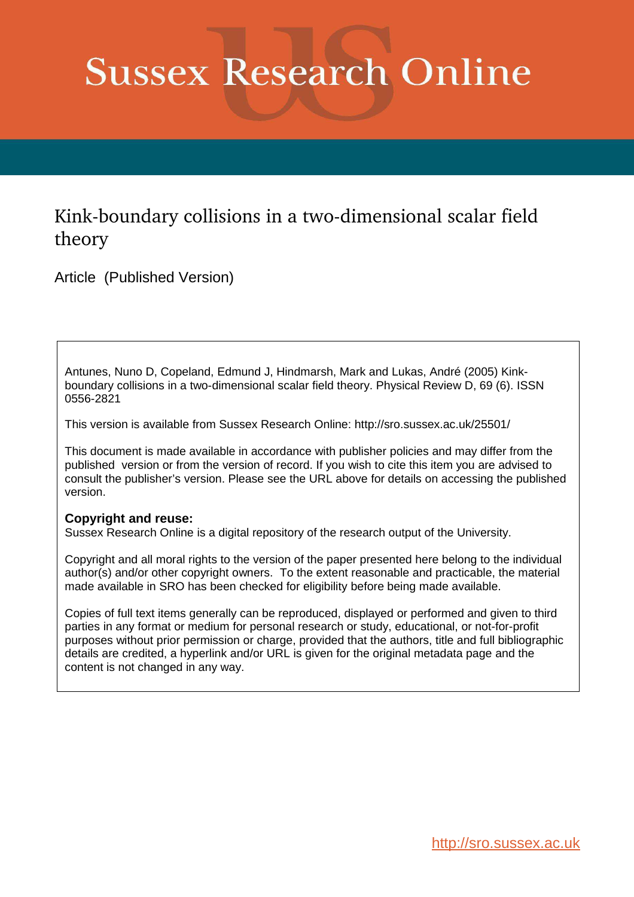# Sussex Research Online

## Kink-boundary collisions in a two-dimensional scalar field theory

Article (Published Version)

Antunes, Nuno D, Copeland, Edmund J, Hindmarsh, Mark and Lukas, André (2005) Kink-boundary collisions in a two-dimensional scalar field theory. Physical Review D, 69 (6). ISSN 0556-2821

This version is available from Sussex Research Online: http://sro.sussex.ac.uk/25501/

This document is made available in accordance with publisher policies and may differ from the published version or from the version of record. If you wish to cite this item you are advised to consult the publisher's version. Please see the URL above for details on accessing the published version.

**Copyright and reuse:**
Sussex Research Online is a digital repository of the research output of the University.

Copyright and all moral rights to the version of the paper presented here belong to the individual author(s) and/or other copyright owners. To the extent reasonable and practicable, the material made available in SRO has been checked for eligibility before being made available.

Copies of full text items generally can be reproduced, displayed or performed and given to third parties in any format or medium for personal research or study, educational, or not-for-profit purposes without prior permission or charge, provided that the authors, title and full bibliographic details are credited, a hyperlink and/or URL is given for the original metadata page and the content is not changed in any way.

http://sro.sussex.ac.uk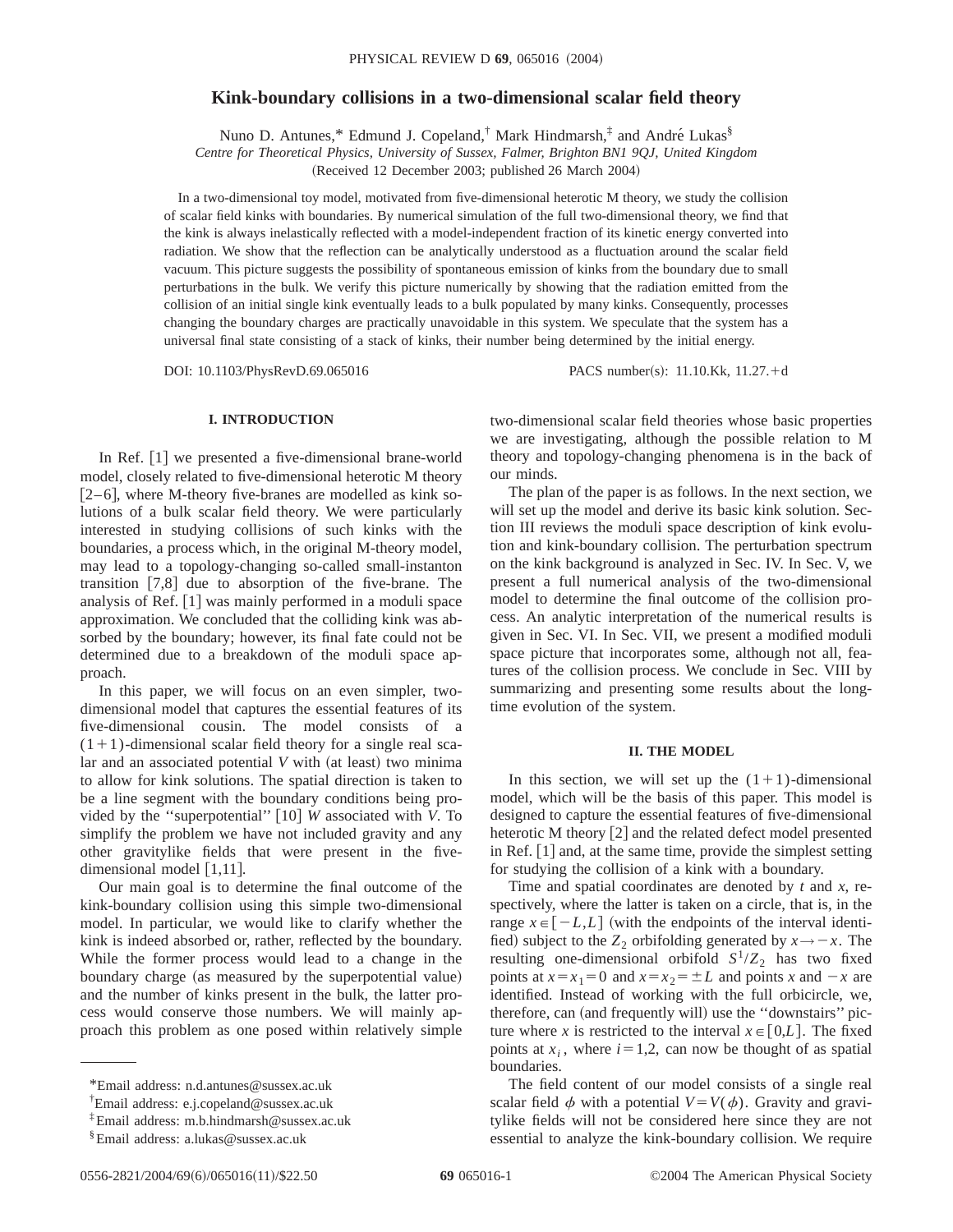# Kink-boundary collisions in a two-dimensional scalar field theory

Nuno D. Antunes,* Edmund J. Copeland,† Mark Hindmarsh,‡ and André Lukas§

*Centre for Theoretical Physics, University of Sussex, Falmer, Brighton BN1 9QJ, United Kingdom*

(Received 12 December 2003; published 26 March 2004)

In a two-dimensional toy model, motivated from five-dimensional heterotic M theory, we study the collision of scalar field kinks with boundaries. By numerical simulation of the full two-dimensional theory, we find that the kink is always inelastically reflected with a model-independent fraction of its kinetic energy converted into radiation. We show that the reflection can be analytically understood as a fluctuation around the scalar field vacuum. This picture suggests the possibility of spontaneous emission of kinks from the boundary due to small perturbations in the bulk. We verify this picture numerically by showing that the radiation emitted from the collision of an initial single kink eventually leads to a bulk populated by many kinks. Consequently, processes changing the boundary charges are practically unavoidable in this system. We speculate that the system has a universal final state consisting of a stack of kinks, their number being determined by the initial energy.

DOI: 10.1103/PhysRevD.69.065016 PACS number(s): 11.10.Kk, 11.27.+d

## I. INTRODUCTION

In Ref. [1] we presented a five-dimensional brane-world model, closely related to five-dimensional heterotic M theory [2–6], where M-theory five-branes are modelled as kink solutions of a bulk scalar field theory. We were particularly interested in studying collisions of such kinks with the boundaries, a process which, in the original M-theory model, may lead to a topology-changing so-called small-instanton transition [7,8] due to absorption of the five-brane. The analysis of Ref. [1] was mainly performed in a moduli space approximation. We concluded that the colliding kink was absorbed by the boundary; however, its final fate could not be determined due to a breakdown of the moduli space approach.

In this paper, we will focus on an even simpler, two-dimensional model that captures the essential features of its five-dimensional cousin. The model consists of a $(1+1)$-dimensional scalar field theory for a single real scalar and an associated potential $V$ with (at least) two minima to allow for kink solutions. The spatial direction is taken to be a line segment with the boundary conditions being provided by the "superpotential" [10] $W$ associated with $V$. To simplify the problem we have not included gravity and any other gravitylike fields that were present in the five-dimensional model [1,11].

Our main goal is to determine the final outcome of the kink-boundary collision using this simple two-dimensional model. In particular, we would like to clarify whether the kink is indeed absorbed or, rather, reflected by the boundary. While the former process would lead to a change in the boundary charge (as measured by the superpotential value) and the number of kinks present in the bulk, the latter process would conserve those numbers. We will mainly approach this problem as one posed within relatively simple two-dimensional scalar field theories whose basic properties we are investigating, although the possible relation to M theory and topology-changing phenomena is in the back of our minds.

The plan of the paper is as follows. In the next section, we will set up the model and derive its basic kink solution. Section III reviews the moduli space description of kink evolution and kink-boundary collision. The perturbation spectrum on the kink background is analyzed in Sec. IV. In Sec. V, we present a full numerical analysis of the two-dimensional model to determine the final outcome of the collision process. An analytic interpretation of the numerical results is given in Sec. VI. In Sec. VII, we present a modified moduli space picture that incorporates some, although not all, features of the collision process. We conclude in Sec. VIII by summarizing and presenting some results about the long-time evolution of the system.

## II. THE MODEL

In this section, we will set up the $(1+1)$-dimensional model, which will be the basis of this paper. This model is designed to capture the essential features of five-dimensional heterotic M theory [2] and the related defect model presented in Ref. [1] and, at the same time, provide the simplest setting for studying the collision of a kink with a boundary.

Time and spatial coordinates are denoted by $t$ and $x$, respectively, where the latter is taken on a circle, that is, in the range $x\in[-L,L]$ (with the endpoints of the interval identified) subject to the $Z_2$ orbifolding generated by $x\rightarrow -x$. The resulting one-dimensional orbifold $S^1/Z_2$ has two fixed points at $x=x_1=0$ and $x=x_2=\pm L$ and points $x$ and $-x$ are identified. Instead of working with the full orbicircle, we, therefore, can (and frequently will) use the "downstairs" picture where $x$ is restricted to the interval $x\in[0,L]$. The fixed points at $x_i$, where $i=1,2$, can now be thought of as spatial boundaries.

The field content of our model consists of a single real scalar field $\phi$ with a potential $V=V(\phi)$. Gravity and gravitylike fields will not be considered here since they are not essential to analyze the kink-boundary collision. We require

*Email address: n.d.antunes@sussex.ac.uk

†Email address: e.j.copeland@sussex.ac.uk

‡Email address: m.b.hindmarsh@sussex.ac.uk

§Email address: a.lukas@sussex.ac.uk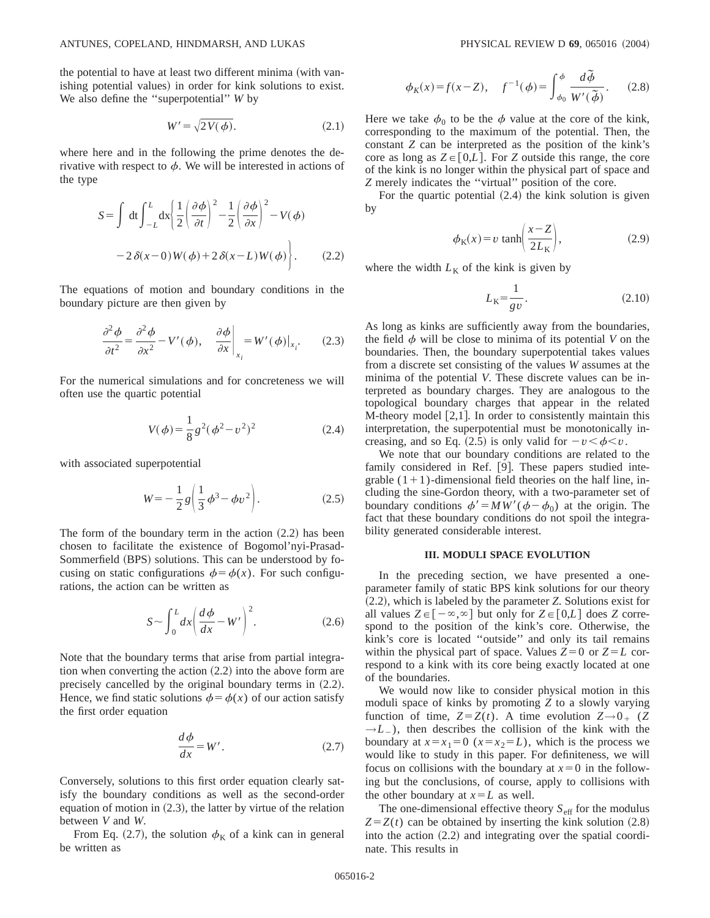the potential to have at least two different minima (with vanishing potential values) in order for kink solutions to exist. We also define the "superpotential" $W$ by

$$W' = \sqrt{2V(\phi)}. \tag{2.1}$$

where here and in the following the prime denotes the derivative with respect to $\phi$. We will be interested in actions of the type

$$S = \int dt \int_{-L}^{L} dx \left\{ \frac{1}{2}\left(\frac{\partial \phi}{\partial t}\right)^2 - \frac{1}{2}\left(\frac{\partial \phi}{\partial x}\right)^2 - V(\phi) - 2\delta(x-0)W(\phi) + 2\delta(x-L)W(\phi) \right\}. \tag{2.2}$$

The equations of motion and boundary conditions in the boundary picture are then given by

$$\frac{\partial^2 \phi}{\partial t^2} = \frac{\partial^2 \phi}{\partial x^2} - V'(\phi), \quad \left.\frac{\partial \phi}{\partial x}\right|_{x_i} = W'(\phi)|_{x_i}. \tag{2.3}$$

For the numerical simulations and for concreteness we will often use the quartic potential

$$V(\phi) = \frac{1}{8}g^2(\phi^2 - v^2)^2 \tag{2.4}$$

with associated superpotential

$$W = -\frac{1}{2}g\left(\frac{1}{3}\phi^3 - \phi v^2\right). \tag{2.5}$$

The form of the boundary term in the action (2.2) has been chosen to facilitate the existence of Bogomol'nyi-Prasad-Sommerfield (BPS) solutions. This can be understood by focusing on static configurations $\phi = \phi(x)$. For such configurations, the action can be written as

$$S \sim \int_0^L dx \left(\frac{d\phi}{dx} - W'\right)^2. \tag{2.6}$$

Note that the boundary terms that arise from partial integration when converting the action (2.2) into the above form are precisely cancelled by the original boundary terms in (2.2). Hence, we find static solutions $\phi = \phi(x)$ of our action satisfy the first order equation

$$\frac{d\phi}{dx} = W'. \tag{2.7}$$

Conversely, solutions to this first order equation clearly satisfy the boundary conditions as well as the second-order equation of motion in (2.3), the latter by virtue of the relation between $V$ and $W$.

From Eq. (2.7), the solution $\phi_K$ of a kink can in general be written as

$$\phi_K(x) = f(x - Z), \quad f^{-1}(\phi) = \int_{\phi_0}^{\phi} \frac{d\tilde{\phi}}{W'(\tilde{\phi})}. \tag{2.8}$$

Here we take $\phi_0$ to be the $\phi$ value at the core of the kink, corresponding to the maximum of the potential. Then, the constant $Z$ can be interpreted as the position of the kink's core as long as $Z \in [0, L]$. For $Z$ outside this range, the core of the kink is no longer within the physical part of space and $Z$ merely indicates the "virtual" position of the core.

For the quartic potential (2.4) the kink solution is given by

$$\phi_K(x) = v \tanh\left(\frac{x - Z}{2L_K}\right), \tag{2.9}$$

where the width $L_K$ of the kink is given by

$$L_K = \frac{1}{gv}. \tag{2.10}$$

As long as kinks are sufficiently away from the boundaries, the field $\phi$ will be close to minima of its potential $V$ on the boundaries. Then, the boundary superpotential takes values from a discrete set consisting of the values $W$ assumes at the minima of the potential $V$. These discrete values can be interpreted as boundary charges. They are analogous to the topological boundary charges that appear in the related M-theory model [2,1]. In order to consistently maintain this interpretation, the superpotential must be monotonically increasing, and so Eq. (2.5) is only valid for $-v < \phi < v$.

We note that our boundary conditions are related to the family considered in Ref. [9]. These papers studied integrable $(1+1)$-dimensional field theories on the half line, including the sine-Gordon theory, with a two-parameter set of boundary conditions $\phi' = MW'(\phi - \phi_0)$ at the origin. The fact that these boundary conditions do not spoil the integrability generated considerable interest.

## III. MODULI SPACE EVOLUTION

In the preceding section, we have presented a one-parameter family of static BPS kink solutions for our theory (2.2), which is labeled by the parameter $Z$. Solutions exist for all values $Z \in [-\infty, \infty]$ but only for $Z \in [0, L]$ does $Z$ correspond to the position of the kink's core. Otherwise, the kink's core is located "outside" and only its tail remains within the physical part of space. Values $Z = 0$ or $Z = L$ correspond to a kink with its core being exactly located at one of the boundaries.

We would now like to consider physical motion in this moduli space of kinks by promoting $Z$ to a slowly varying function of time, $Z = Z(t)$. A time evolution $Z \to 0_+$ ($Z \to L_-$), then describes the collision of the kink with the boundary at $x = x_1 = 0$ ($x = x_2 = L$), which is the process we would like to study in this paper. For definiteness, we will focus on collisions with the boundary at $x = 0$ in the following but the conclusions, of course, apply to collisions with the other boundary at $x = L$ as well.

The one-dimensional effective theory $S_{\rm eff}$ for the modulus $Z = Z(t)$ can be obtained by inserting the kink solution (2.8) into the action (2.2) and integrating over the spatial coordinate. This results in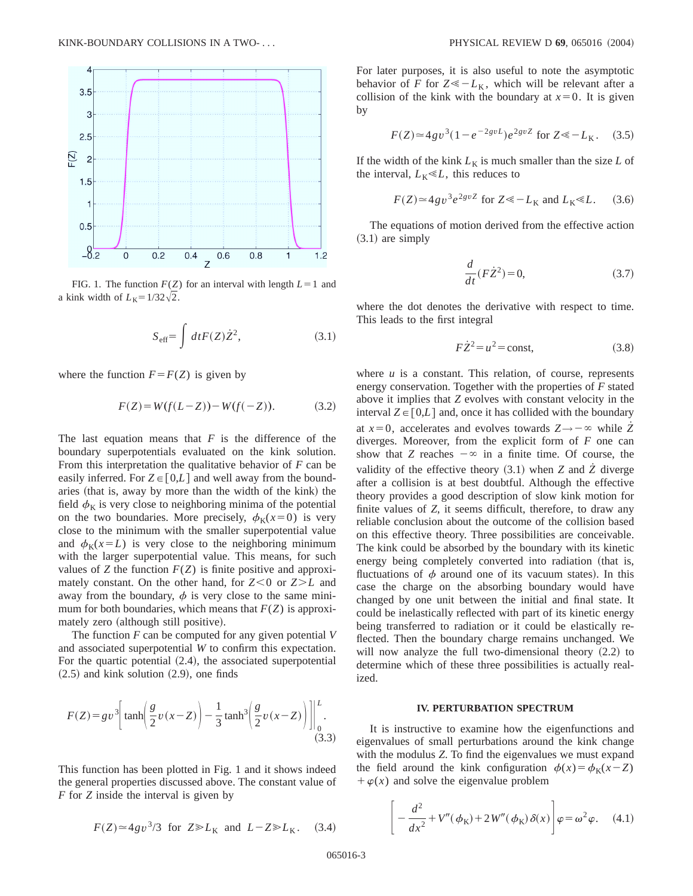FIG. 1. The function $F(Z)$ for an interval with length $L=1$ and a kink width of $L_K=1/32\sqrt{2}$.

$$S_{\text{eff}}=\int dt F(Z)\dot{Z}^2, \tag{3.1}$$

where the function $F=F(Z)$ is given by

$$F(Z)=W(f(L-Z))-W(f(-Z)). \tag{3.2}$$

The last equation means that $F$ is the difference of the boundary superpotentials evaluated on the kink solution. From this interpretation the qualitative behavior of $F$ can be easily inferred. For $Z\in[0,L]$ and well away from the boundaries (that is, away by more than the width of the kink) the field $\phi_K$ is very close to neighboring minima of the potential on the two boundaries. More precisely, $\phi_K(x=0)$ is very close to the minimum with the smaller superpotential value and $\phi_K(x=L)$ is very close to the neighboring minimum with the larger superpotential value. This means, for such values of $Z$ the function $F(Z)$ is finite positive and approximately constant. On the other hand, for $Z<0$ or $Z>L$ and away from the boundary, $\phi$ is very close to the same minimum for both boundaries, which means that $F(Z)$ is approximately zero (although still positive).

The function $F$ can be computed for any given potential $V$ and associated superpotential $W$ to confirm this expectation. For the quartic potential (2.4), the associated superpotential (2.5) and kink solution (2.9), one finds

$$F(Z)=gv^3\left[\tanh\left(\frac{g}{2}v(x-Z)\right)-\frac{1}{3}\tanh^3\left(\frac{g}{2}v(x-Z)\right)\right]\Bigg|_0^L. \tag{3.3}$$

This function has been plotted in Fig. 1 and it shows indeed the general properties discussed above. The constant value of $F$ for $Z$ inside the interval is given by

$$F(Z)\simeq 4gv^3/3 \ \text{ for } Z\gg L_K \ \text{ and } \ L-Z\gg L_K. \tag{3.4}$$

For later purposes, it is also useful to note the asymptotic behavior of $F$ for $Z\ll -L_K$, which will be relevant after a collision of the kink with the boundary at $x=0$. It is given by

$$F(Z)\simeq 4gv^3(1-e^{-2gvL})e^{2gvZ} \ \text{ for } Z\ll -L_K. \tag{3.5}$$

If the width of the kink $L_K$ is much smaller than the size $L$ of the interval, $L_K\ll L$, this reduces to

$$F(Z)\simeq 4gv^3e^{2gvZ} \ \text{ for } Z\ll -L_K \text{ and } L_K\ll L. \tag{3.6}$$

The equations of motion derived from the effective action (3.1) are simply

$$\frac{d}{dt}(F\dot{Z}^2)=0, \tag{3.7}$$

where the dot denotes the derivative with respect to time. This leads to the first integral

$$F\dot{Z}^2=u^2=\text{const}, \tag{3.8}$$

where $u$ is a constant. This relation, of course, represents energy conservation. Together with the properties of $F$ stated above it implies that $Z$ evolves with constant velocity in the interval $Z\in[0,L]$ and, once it has collided with the boundary at $x=0$, accelerates and evolves towards $Z\to-\infty$ while $\dot{Z}$ diverges. Moreover, from the explicit form of $F$ one can show that $Z$ reaches $-\infty$ in a finite time. Of course, the validity of the effective theory (3.1) when $Z$ and $\dot{Z}$ diverge after a collision is at best doubtful. Although the effective theory provides a good description of slow kink motion for finite values of $Z$, it seems difficult, therefore, to draw any reliable conclusion about the outcome of the collision based on this effective theory. Three possibilities are conceivable. The kink could be absorbed by the boundary with its kinetic energy being completely converted into radiation (that is, fluctuations of $\phi$ around one of its vacuum states). In this case the charge on the absorbing boundary would have changed by one unit between the initial and final state. It could be inelastically reflected with part of its kinetic energy being transferred to radiation or it could be elastically reflected. Then the boundary charge remains unchanged. We will now analyze the full two-dimensional theory (2.2) to determine which of these three possibilities is actually realized.

## IV. PERTURBATION SPECTRUM

It is instructive to examine how the eigenfunctions and eigenvalues of small perturbations around the kink change with the modulus $Z$. To find the eigenvalues we must expand the field around the kink configuration $\phi(x)=\phi_K(x-Z)+\varphi(x)$ and solve the eigenvalue problem

$$\left[-\frac{d^2}{dx^2}+V''(\phi_K)+2W''(\phi_K)\delta(x)\right]\varphi=\omega^2\varphi. \tag{4.1}$$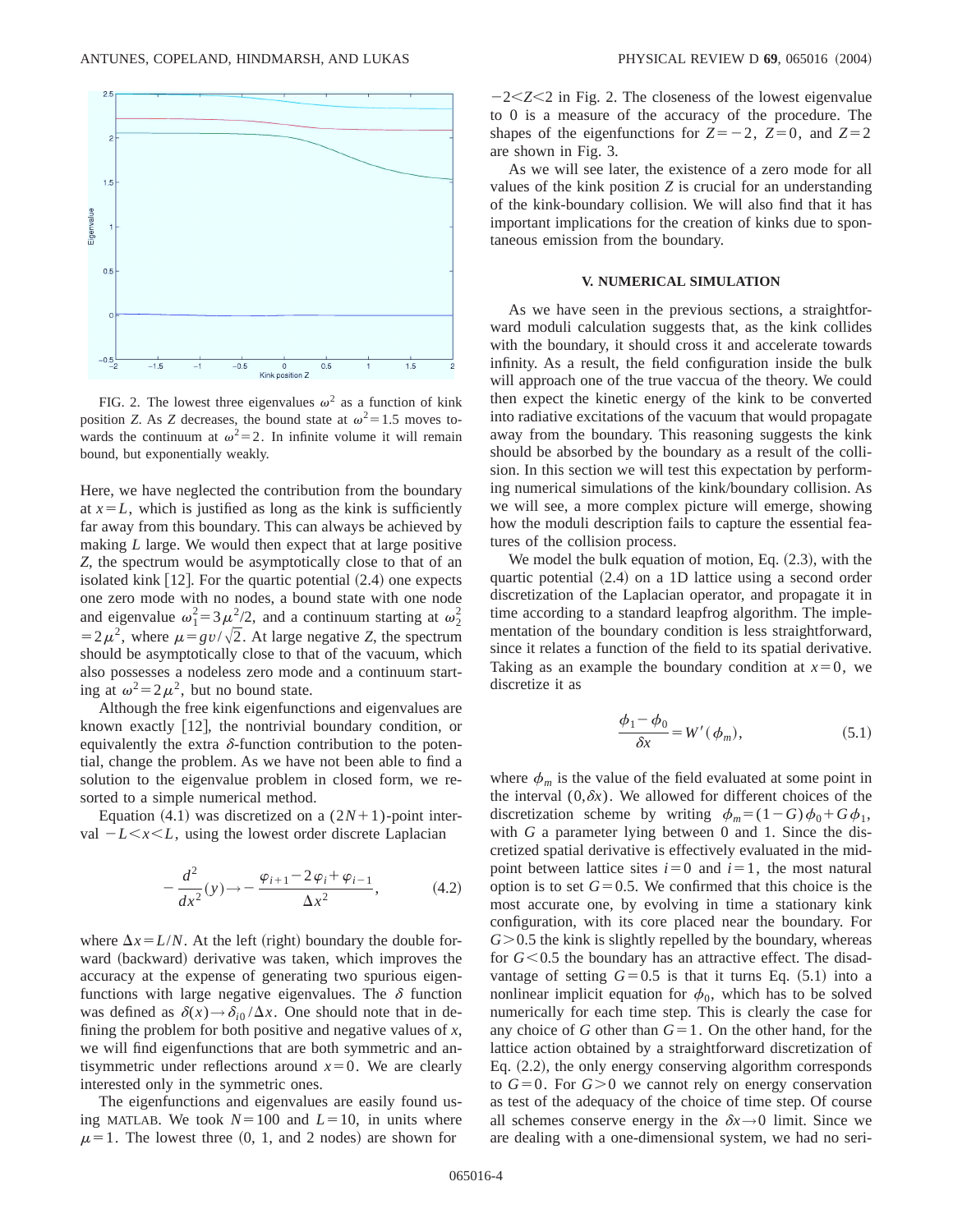FIG. 2. The lowest three eigenvalues $\omega^2$ as a function of kink position $Z$. As $Z$ decreases, the bound state at $\omega^2=1.5$ moves towards the continuum at $\omega^2=2$. In infinite volume it will remain bound, but exponentially weakly.

Here, we have neglected the contribution from the boundary at $x=L$, which is justified as long as the kink is sufficiently far away from this boundary. This can always be achieved by making $L$ large. We would then expect that at large positive $Z$, the spectrum would be asymptotically close to that of an isolated kink [12]. For the quartic potential (2.4) one expects one zero mode with no nodes, a bound state with one node and eigenvalue $\omega_1^2=3\mu^2/2$, and a continuum starting at $\omega_2^2=2\mu^2$, where $\mu=gv/\sqrt{2}$. At large negative $Z$, the spectrum should be asymptotically close to that of the vacuum, which also possesses a nodeless zero mode and a continuum starting at $\omega^2=2\mu^2$, but no bound state.

Although the free kink eigenfunctions and eigenvalues are known exactly [12], the nontrivial boundary condition, or equivalently the extra $\delta$-function contribution to the potential, change the problem. As we have not been able to find a solution to the eigenvalue problem in closed form, we resorted to a simple numerical method.

Equation (4.1) was discretized on a $(2N+1)$-point interval $-L<x<L$, using the lowest order discrete Laplacian

$$-\frac{d^2}{dx^2}(y)\rightarrow -\frac{\varphi_{i+1}-2\varphi_i+\varphi_{i-1}}{\Delta x^2}, \tag{4.2}$$

where $\Delta x = L/N$. At the left (right) boundary the double forward (backward) derivative was taken, which improves the accuracy at the expense of generating two spurious eigenfunctions with large negative eigenvalues. The $\delta$ function was defined as $\delta(x)\rightarrow\delta_{i0}/\Delta x$. One should note that in defining the problem for both positive and negative values of $x$, we will find eigenfunctions that are both symmetric and antisymmetric under reflections around $x=0$. We are clearly interested only in the symmetric ones.

The eigenfunctions and eigenvalues are easily found using MATLAB. We took $N=100$ and $L=10$, in units where $\mu=1$. The lowest three (0, 1, and 2 nodes) are shown for $-2<Z<2$ in Fig. 2. The closeness of the lowest eigenvalue to 0 is a measure of the accuracy of the procedure. The shapes of the eigenfunctions for $Z=-2$, $Z=0$, and $Z=2$ are shown in Fig. 3.

As we will see later, the existence of a zero mode for all values of the kink position $Z$ is crucial for an understanding of the kink-boundary collision. We will also find that it has important implications for the creation of kinks due to spontaneous emission from the boundary.

## V. NUMERICAL SIMULATION

As we have seen in the previous sections, a straightforward moduli calculation suggests that, as the kink collides with the boundary, it should cross it and accelerate towards infinity. As a result, the field configuration inside the bulk will approach one of the true vaccua of the theory. We could then expect the kinetic energy of the kink to be converted into radiative excitations of the vacuum that would propagate away from the boundary. This reasoning suggests the kink should be absorbed by the boundary as a result of the collision. In this section we will test this expectation by performing numerical simulations of the kink/boundary collision. As we will see, a more complex picture will emerge, showing how the moduli description fails to capture the essential features of the collision process.

We model the bulk equation of motion, Eq. (2.3), with the quartic potential (2.4) on a 1D lattice using a second order discretization of the Laplacian operator, and propagate it in time according to a standard leapfrog algorithm. The implementation of the boundary condition is less straightforward, since it relates a function of the field to its spatial derivative. Taking as an example the boundary condition at $x=0$, we discretize it as

$$\frac{\phi_1-\phi_0}{\delta x}=W'(\phi_m), \tag{5.1}$$

where $\phi_m$ is the value of the field evaluated at some point in the interval $(0,\delta x)$. We allowed for different choices of the discretization scheme by writing $\phi_m=(1-G)\phi_0+G\phi_1$, with $G$ a parameter lying between 0 and 1. Since the discretized spatial derivative is effectively evaluated in the midpoint between lattice sites $i=0$ and $i=1$, the most natural option is to set $G=0.5$. We confirmed that this choice is the most accurate one, by evolving in time a stationary kink configuration, with its core placed near the boundary. For $G>0.5$ the kink is slightly repelled by the boundary, whereas for $G<0.5$ the boundary has an attractive effect. The disadvantage of setting $G=0.5$ is that it turns Eq. (5.1) into a nonlinear implicit equation for $\phi_0$, which has to be solved numerically for each time step. This is clearly the case for any choice of $G$ other than $G=1$. On the other hand, for the lattice action obtained by a straightforward discretization of Eq. (2.2), the only energy conserving algorithm corresponds to $G=0$. For $G>0$ we cannot rely on energy conservation as test of the adequacy of the choice of time step. Of course all schemes conserve energy in the $\delta x\rightarrow 0$ limit. Since we are dealing with a one-dimensional system, we had no seri-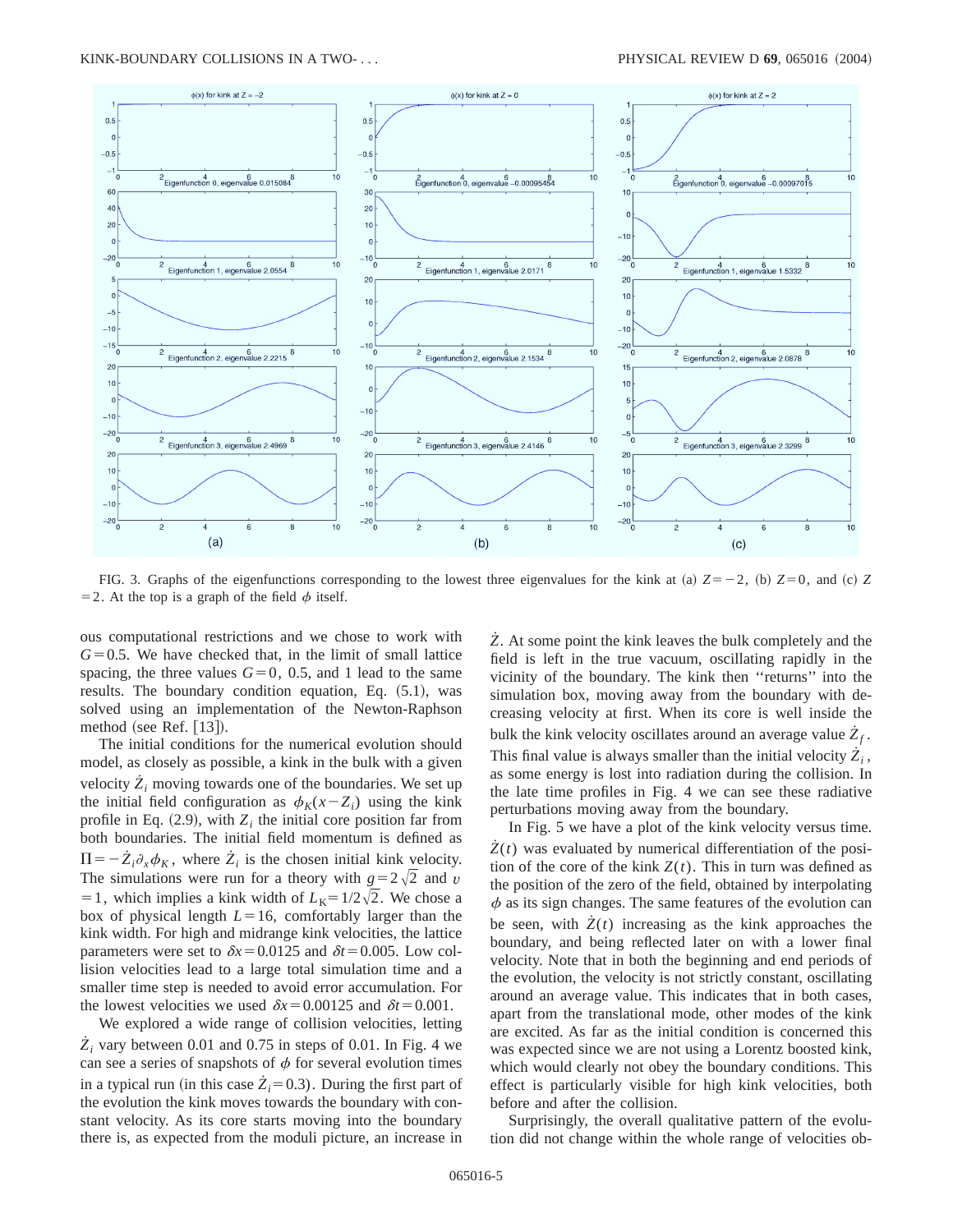FIG. 3. Graphs of the eigenfunctions corresponding to the lowest three eigenvalues for the kink at (a) $Z=-2$, (b) $Z=0$, and (c) $Z=2$. At the top is a graph of the field $\phi$ itself.

ous computational restrictions and we chose to work with $G=0.5$. We have checked that, in the limit of small lattice spacing, the three values $G=0$, 0.5, and 1 lead to the same results. The boundary condition equation, Eq. (5.1), was solved using an implementation of the Newton-Raphson method (see Ref. [13]).

The initial conditions for the numerical evolution should model, as closely as possible, a kink in the bulk with a given velocity $\dot{Z}_i$ moving towards one of the boundaries. We set up the initial field configuration as $\phi_K(x-Z_i)$ using the kink profile in Eq. (2.9), with $Z_i$ the initial core position far from both boundaries. The initial field momentum is defined as $\Pi=-\dot{Z}_i\partial_x\phi_K$, where $\dot{Z}_i$ is the chosen initial kink velocity. The simulations were run for a theory with $g=2\sqrt{2}$ and $v=1$, which implies a kink width of $L_K=1/2\sqrt{2}$. We chose a box of physical length $L=16$, comfortably larger than the kink width. For high and midrange kink velocities, the lattice parameters were set to $\delta x=0.0125$ and $\delta t=0.005$. Low collision velocities lead to a large total simulation time and a smaller time step is needed to avoid error accumulation. For the lowest velocities we used $\delta x=0.00125$ and $\delta t=0.001$.

We explored a wide range of collision velocities, letting $\dot{Z}_i$ vary between 0.01 and 0.75 in steps of 0.01. In Fig. 4 we can see a series of snapshots of $\phi$ for several evolution times in a typical run (in this case $\dot{Z}_i=0.3$). During the first part of the evolution the kink moves towards the boundary with constant velocity. As its core starts moving into the boundary there is, as expected from the moduli picture, an increase in $\dot{Z}$. At some point the kink leaves the bulk completely and the field is left in the true vacuum, oscillating rapidly in the vicinity of the boundary. The kink then "returns" into the simulation box, moving away from the boundary with decreasing velocity at first. When its core is well inside the bulk the kink velocity oscillates around an average value $\dot{Z}_f$. This final value is always smaller than the initial velocity $\dot{Z}_i$, as some energy is lost into radiation during the collision. In the late time profiles in Fig. 4 we can see these radiative perturbations moving away from the boundary.

In Fig. 5 we have a plot of the kink velocity versus time. $\dot{Z}(t)$ was evaluated by numerical differentiation of the position of the core of the kink $Z(t)$. This in turn was defined as the position of the zero of the field, obtained by interpolating $\phi$ as its sign changes. The same features of the evolution can be seen, with $\dot{Z}(t)$ increasing as the kink approaches the boundary, and being reflected later on with a lower final velocity. Note that in both the beginning and end periods of the evolution, the velocity is not strictly constant, oscillating around an average value. This indicates that in both cases, apart from the translational mode, other modes of the kink are excited. As far as the initial condition is concerned this was expected since we are not using a Lorentz boosted kink, which would clearly not obey the boundary conditions. This effect is particularly visible for high kink velocities, both before and after the collision.

Surprisingly, the overall qualitative pattern of the evolution did not change within the whole range of velocities ob-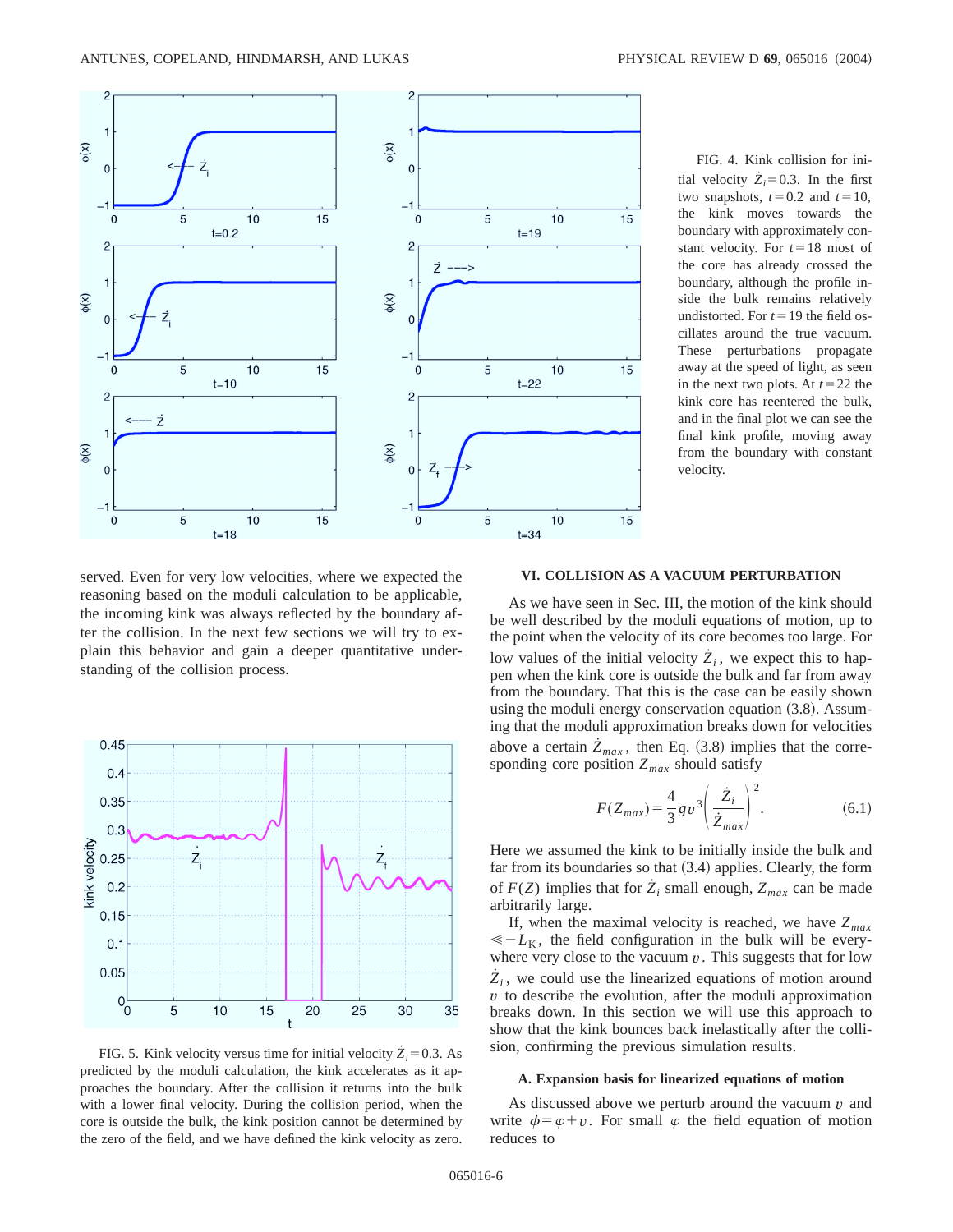FIG. 4. Kink collision for initial velocity $\dot{Z}_i = 0.3$. In the first two snapshots, $t = 0.2$ and $t = 10$, the kink moves towards the boundary with approximately constant velocity. For $t = 18$ most of the core has already crossed the boundary, although the profile inside the bulk remains relatively undistorted. For $t = 19$ the field oscillates around the true vacuum. These perturbations propagate away at the speed of light, as seen in the next two plots. At $t = 22$ the kink core has reentered the bulk, and in the final plot we can see the final kink profile, moving away from the boundary with constant velocity.

served. Even for very low velocities, where we expected the reasoning based on the moduli calculation to be applicable, the incoming kink was always reflected by the boundary after the collision. In the next few sections we will try to explain this behavior and gain a deeper quantitative understanding of the collision process.

FIG. 5. Kink velocity versus time for initial velocity $\dot{Z}_i = 0.3$. As predicted by the moduli calculation, the kink accelerates as it approaches the boundary. After the collision it returns into the bulk with a lower final velocity. During the collision period, when the core is outside the bulk, the kink position cannot be determined by the zero of the field, and we have defined the kink velocity as zero.

## VI. COLLISION AS A VACUUM PERTURBATION

As we have seen in Sec. III, the motion of the kink should be well described by the moduli equations of motion, up to the point when the velocity of its core becomes too large. For low values of the initial velocity $\dot{Z}_i$, we expect this to happen when the kink core is outside the bulk and far from away from the boundary. That this is the case can be easily shown using the moduli energy conservation equation (3.8). Assuming that the moduli approximation breaks down for velocities above a certain $\dot{Z}_{max}$, then Eq. (3.8) implies that the corresponding core position $Z_{max}$ should satisfy

$$F(Z_{max}) = \frac{4}{3} g v^3 \left( \frac{\dot{Z}_i}{\dot{Z}_{max}} \right)^2. \tag{6.1}$$

Here we assumed the kink to be initially inside the bulk and far from its boundaries so that (3.4) applies. Clearly, the form of $F(Z)$ implies that for $\dot{Z}_i$ small enough, $Z_{max}$ can be made arbitrarily large.

If, when the maximal velocity is reached, we have $Z_{max} \ll -L_K$, the field configuration in the bulk will be everywhere very close to the vacuum $v$. This suggests that for low $\dot{Z}_i$, we could use the linearized equations of motion around $v$ to describe the evolution, after the moduli approximation breaks down. In this section we will use this approach to show that the kink bounces back inelastically after the collision, confirming the previous simulation results.

### A. Expansion basis for linearized equations of motion

As discussed above we perturb around the vacuum $v$ and write $\phi = \varphi + v$. For small $\varphi$ the field equation of motion reduces to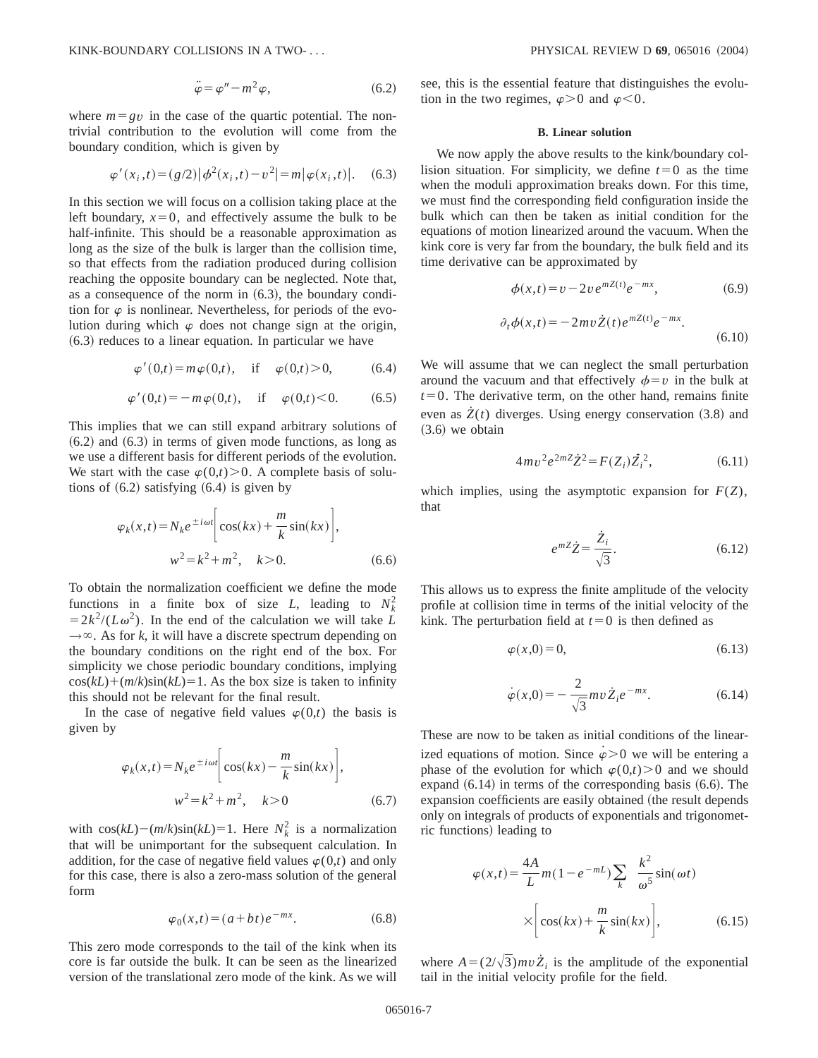$$\ddot{\varphi}=\varphi''-m^2\varphi, \tag{6.2}$$

where $m=gv$ in the case of the quartic potential. The nontrivial contribution to the evolution will come from the boundary condition, which is given by

$$\varphi'(x_i,t)=(g/2)|\phi^2(x_i,t)-v^2|=m|\varphi(x_i,t)|. \tag{6.3}$$

In this section we will focus on a collision taking place at the left boundary, $x=0$, and effectively assume the bulk to be half-infinite. This should be a reasonable approximation as long as the size of the bulk is larger than the collision time, so that effects from the radiation produced during collision reaching the opposite boundary can be neglected. Note that, as a consequence of the norm in (6.3), the boundary condition for $\varphi$ is nonlinear. Nevertheless, for periods of the evolution during which $\varphi$ does not change sign at the origin, (6.3) reduces to a linear equation. In particular we have

$$\varphi'(0,t)=m\varphi(0,t), \quad \text{if} \quad \varphi(0,t)>0, \tag{6.4}$$

$$\varphi'(0,t)=-m\varphi(0,t), \quad \text{if} \quad \varphi(0,t)<0. \tag{6.5}$$

This implies that we can still expand arbitrary solutions of (6.2) and (6.3) in terms of given mode functions, as long as we use a different basis for different periods of the evolution. We start with the case $\varphi(0,t)>0$. A complete basis of solutions of (6.2) satisfying (6.4) is given by

$$\varphi_k(x,t)=N_k e^{\pm i\omega t}\left[\cos(kx)+\frac{m}{k}\sin(kx)\right],$$
$$w^2=k^2+m^2, \quad k>0. \tag{6.6}$$

To obtain the normalization coefficient we define the mode functions in a finite box of size $L$, leading to $N_k^2=2k^2/(L\omega^2)$. In the end of the calculation we will take $L\to\infty$. As for $k$, it will have a discrete spectrum depending on the boundary conditions on the right end of the box. For simplicity we chose periodic boundary conditions, implying $\cos(kL)+(m/k)\sin(kL)=1$. As the box size is taken to infinity this should not be relevant for the final result.

In the case of negative field values $\varphi(0,t)$ the basis is given by

$$\varphi_k(x,t)=N_k e^{\pm i\omega t}\left[\cos(kx)-\frac{m}{k}\sin(kx)\right],$$
$$w^2=k^2+m^2, \quad k>0 \tag{6.7}$$

with $\cos(kL)-(m/k)\sin(kL)=1$. Here $N_k^2$ is a normalization that will be unimportant for the subsequent calculation. In addition, for the case of negative field values $\varphi(0,t)$ and only for this case, there is also a zero-mass solution of the general form

$$\varphi_0(x,t)=(a+bt)e^{-mx}. \tag{6.8}$$

This zero mode corresponds to the tail of the kink when its core is far outside the bulk. It can be seen as the linearized version of the translational zero mode of the kink. As we will see, this is the essential feature that distinguishes the evolution in the two regimes, $\varphi>0$ and $\varphi<0$.

### B. Linear solution

We now apply the above results to the kink/boundary collision situation. For simplicity, we define $t=0$ as the time when the moduli approximation breaks down. For this time, we must find the corresponding field configuration inside the bulk which can then be taken as initial condition for the equations of motion linearized around the vacuum. When the kink core is very far from the boundary, the bulk field and its time derivative can be approximated by

$$\phi(x,t)=v-2ve^{mZ(t)}e^{-mx}, \tag{6.9}$$

$$\partial_t\phi(x,t)=-2mv\dot{Z}(t)e^{mZ(t)}e^{-mx}. \tag{6.10}$$

We will assume that we can neglect the small perturbation around the vacuum and that effectively $\phi=v$ in the bulk at $t=0$. The derivative term, on the other hand, remains finite even as $\dot{Z}(t)$ diverges. Using energy conservation (3.8) and (3.6) we obtain

$$4mv^2e^{2mZ}\dot{Z}^2=F(Z_i)\dot{Z}_i^2, \tag{6.11}$$

which implies, using the asymptotic expansion for $F(Z)$, that

$$e^{mZ}\dot{Z}=\frac{\dot{Z}_i}{\sqrt{3}}. \tag{6.12}$$

This allows us to express the finite amplitude of the velocity profile at collision time in terms of the initial velocity of the kink. The perturbation field at $t=0$ is then defined as

$$\varphi(x,0)=0, \tag{6.13}$$

$$\dot{\varphi}(x,0)=-\frac{2}{\sqrt{3}}mv\dot{Z}_ie^{-mx}. \tag{6.14}$$

These are now to be taken as initial conditions of the linearized equations of motion. Since $\dot{\varphi}>0$ we will be entering a phase of the evolution for which $\varphi(0,t)>0$ and we should expand (6.14) in terms of the corresponding basis (6.6). The expansion coefficients are easily obtained (the result depends only on integrals of products of exponentials and trigonometric functions) leading to

$$\varphi(x,t)=\frac{4A}{L}m(1-e^{-mL})\sum_k \frac{k^2}{\omega^5}\sin(\omega t)$$
$$\times\left[\cos(kx)+\frac{m}{k}\sin(kx)\right], \tag{6.15}$$

where $A=(2/\sqrt{3})mv\dot{Z}_i$ is the amplitude of the exponential tail in the initial velocity profile for the field.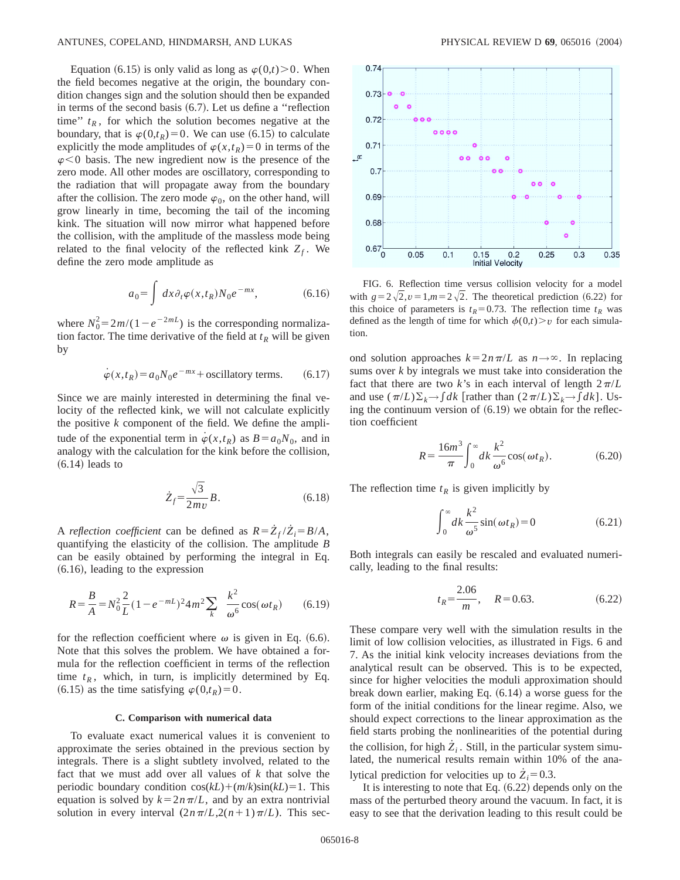Equation (6.15) is only valid as long as $\varphi(0,t)>0$. When the field becomes negative at the origin, the boundary condition changes sign and the solution should then be expanded in terms of the second basis (6.7). Let us define a "reflection time" $t_R$, for which the solution becomes negative at the boundary, that is $\varphi(0,t_R)=0$. We can use (6.15) to calculate explicitly the mode amplitudes of $\varphi(x,t_R)=0$ in terms of the $\varphi<0$ basis. The new ingredient now is the presence of the zero mode. All other modes are oscillatory, corresponding to the radiation that will propagate away from the boundary after the collision. The zero mode $\varphi_0$, on the other hand, will grow linearly in time, becoming the tail of the incoming kink. The situation will now mirror what happened before the collision, with the amplitude of the massless mode being related to the final velocity of the reflected kink $Z_f$. We define the zero mode amplitude as

$$a_0=\int dx\,\partial_t\varphi(x,t_R)N_0e^{-mx}, \tag{6.16}$$

where $N_0^2=2m/(1-e^{-2mL})$ is the corresponding normalization factor. The time derivative of the field at $t_R$ will be given by

$$\dot{\varphi}(x,t_R)=a_0N_0e^{-mx}+\text{oscillatory terms.} \tag{6.17}$$

Since we are mainly interested in determining the final velocity of the reflected kink, we will not calculate explicitly the positive $k$ component of the field. We define the amplitude of the exponential term in $\dot{\varphi}(x,t_R)$ as $B=a_0N_0$, and in analogy with the calculation for the kink before the collision, (6.14) leads to

$$\dot{Z}_f=\frac{\sqrt{3}}{2mv}B. \tag{6.18}$$

A *reflection coefficient* can be defined as $R=\dot{Z}_f/\dot{Z}_i=B/A$, quantifying the elasticity of the collision. The amplitude $B$ can be easily obtained by performing the integral in Eq. (6.16), leading to the expression

$$R=\frac{B}{A}=N_0^2\frac{2}{L}(1-e^{-mL})^2 4m^2\sum_k \frac{k^2}{\omega^6}\cos(\omega t_R) \tag{6.19}$$

for the reflection coefficient where $\omega$ is given in Eq. (6.6). Note that this solves the problem. We have obtained a formula for the reflection coefficient in terms of the reflection time $t_R$, which, in turn, is implicitly determined by Eq. (6.15) as the time satisfying $\varphi(0,t_R)=0$.

### C. Comparison with numerical data

To evaluate exact numerical values it is convenient to approximate the series obtained in the previous section by integrals. There is a slight subtlety involved, related to the fact that we must add over all values of $k$ that solve the periodic boundary condition $\cos(kL)+(m/k)\sin(kL)=1$. This equation is solved by $k=2n\pi/L$, and by an extra nontrivial solution in every interval $(2n\pi/L,2(n+1)\pi/L)$. This second solution approaches $k=2n\pi/L$ as $n\to\infty$. In replacing sums over $k$ by integrals we must take into consideration the fact that there are two $k$'s in each interval of length $2\pi/L$ and use $(\pi/L)\Sigma_k\to\int dk$ [rather than $(2\pi/L)\Sigma_k\to\int dk$]. Using the continuum version of (6.19) we obtain for the reflection coefficient

$$R=\frac{16m^3}{\pi}\int_0^\infty dk\frac{k^2}{\omega^6}\cos(\omega t_R). \tag{6.20}$$

The reflection time $t_R$ is given implicitly by

$$\int_0^\infty dk\frac{k^2}{\omega^5}\sin(\omega t_R)=0 \tag{6.21}$$

Both integrals can easily be rescaled and evaluated numerically, leading to the final results:

$$t_R=\frac{2.06}{m},\qquad R=0.63. \tag{6.22}$$

FIG. 6. Reflection time versus collision velocity for a model with $g=2\sqrt{2},v=1,m=2\sqrt{2}$. The theoretical prediction (6.22) for this choice of parameters is $t_R=0.73$. The reflection time $t_R$ was defined as the length of time for which $\phi(0,t)>v$ for each simulation.

These compare very well with the simulation results in the limit of low collision velocities, as illustrated in Figs. 6 and 7. As the initial kink velocity increases deviations from the analytical result can be observed. This is to be expected, since for higher velocities the moduli approximation should break down earlier, making Eq. (6.14) a worse guess for the form of the initial conditions for the linear regime. Also, we should expect corrections to the linear approximation as the field starts probing the nonlinearities of the potential during the collision, for high $\dot{Z}_i$. Still, in the particular system simulated, the numerical results remain within 10% of the analytical prediction for velocities up to $\dot{Z}_i=0.3$.

It is interesting to note that Eq. (6.22) depends only on the mass of the perturbed theory around the vacuum. In fact, it is easy to see that the derivation leading to this result could be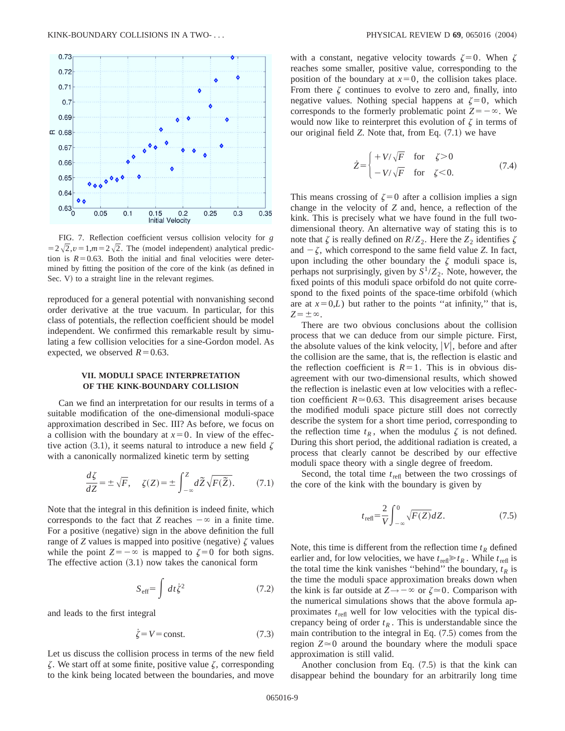FIG. 7. Reflection coefficient versus collision velocity for $g = 2\sqrt{2}, v=1, m=2\sqrt{2}$. The (model independent) analytical prediction is $R=0.63$. Both the initial and final velocities were determined by fitting the position of the core of the kink (as defined in Sec. V) to a straight line in the relevant regimes.

reproduced for a general potential with nonvanishing second order derivative at the true vacuum. In particular, for this class of potentials, the reflection coefficient should be model independent. We confirmed this remarkable result by simulating a few collision velocities for a sine-Gordon model. As expected, we observed $R=0.63$.

## VII. MODULI SPACE INTERPRETATION OF THE KINK-BOUNDARY COLLISION

Can we find an interpretation for our results in terms of a suitable modification of the one-dimensional moduli-space approximation described in Sec. III? As before, we focus on a collision with the boundary at $x=0$. In view of the effective action (3.1), it seems natural to introduce a new field $\zeta$ with a canonically normalized kinetic term by setting

$$\frac{d\zeta}{dZ} = \pm\sqrt{F}, \quad \zeta(Z) = \pm\int_{-\infty}^{Z} d\tilde{Z}\sqrt{F(\tilde{Z})}. \tag{7.1}$$

Note that the integral in this definition is indeed finite, which corresponds to the fact that $Z$ reaches $-\infty$ in a finite time. For a positive (negative) sign in the above definition the full range of $Z$ values is mapped into positive (negative) $\zeta$ values while the point $Z=-\infty$ is mapped to $\zeta=0$ for both signs. The effective action (3.1) now takes the canonical form

$$S_{\rm eff} = \int dt\dot{\zeta}^2 \tag{7.2}$$

and leads to the first integral

$$\dot{\zeta} = V = \text{const.} \tag{7.3}$$

Let us discuss the collision process in terms of the new field $\zeta$. We start off at some finite, positive value $\zeta$, corresponding to the kink being located between the boundaries, and move with a constant, negative velocity towards $\zeta=0$. When $\zeta$ reaches some smaller, positive value, corresponding to the position of the boundary at $x=0$, the collision takes place. From there $\zeta$ continues to evolve to zero and, finally, into negative values. Nothing special happens at $\zeta=0$, which corresponds to the formerly problematic point $Z=-\infty$. We would now like to reinterpret this evolution of $\zeta$ in terms of our original field $Z$. Note that, from Eq. (7.1) we have

$$\dot{Z} = \begin{cases} +V/\sqrt{F} & \text{for} \quad \zeta>0 \\ -V/\sqrt{F} & \text{for} \quad \zeta<0. \end{cases} \tag{7.4}$$

This means crossing of $\zeta=0$ after a collision implies a sign change in the velocity of $Z$ and, hence, a reflection of the kink. This is precisely what we have found in the full two-dimensional theory. An alternative way of stating this is to note that $\zeta$ is really defined on $R/Z_2$. Here the $Z_2$ identifies $\zeta$ and $-\zeta$, which correspond to the same field value $Z$. In fact, upon including the other boundary the $\zeta$ moduli space is, perhaps not surprisingly, given by $S^1/Z_2$. Note, however, the fixed points of this moduli space orbifold do not quite correspond to the fixed points of the space-time orbifold (which are at $x=0,L$) but rather to the points "at infinity," that is, $Z=\pm\infty$.

There are two obvious conclusions about the collision process that we can deduce from our simple picture. First, the absolute values of the kink velocity, $|V|$, before and after the collision are the same, that is, the reflection is elastic and the reflection coefficient is $R=1$. This is in obvious disagreement with our two-dimensional results, which showed the reflection is inelastic even at low velocities with a reflection coefficient $R\simeq 0.63$. This disagreement arises because the modified moduli space picture still does not correctly describe the system for a short time period, corresponding to the reflection time $t_R$, when the modulus $\zeta$ is not defined. During this short period, the additional radiation is created, a process that clearly cannot be described by our effective moduli space theory with a single degree of freedom.

Second, the total time $t_{\rm refl}$ between the two crossings of the core of the kink with the boundary is given by

$$t_{\rm refl} = \frac{2}{V}\int_{-\infty}^{0}\sqrt{F(Z)}dZ. \tag{7.5}$$

Note, this time is different from the reflection time $t_R$ defined earlier and, for low velocities, we have $t_{\rm refl} \gg t_R$. While $t_{\rm refl}$ is the total time the kink vanishes "behind" the boundary, $t_R$ is the time the moduli space approximation breaks down when the kink is far outside at $Z\to-\infty$ or $\zeta\simeq 0$. Comparison with the numerical simulations shows that the above formula approximates $t_{\rm refl}$ well for low velocities with the typical discrepancy being of order $t_R$. This is understandable since the main contribution to the integral in Eq. (7.5) comes from the region $Z\simeq 0$ around the boundary where the moduli space approximation is still valid.

Another conclusion from Eq. (7.5) is that the kink can disappear behind the boundary for an arbitrarily long time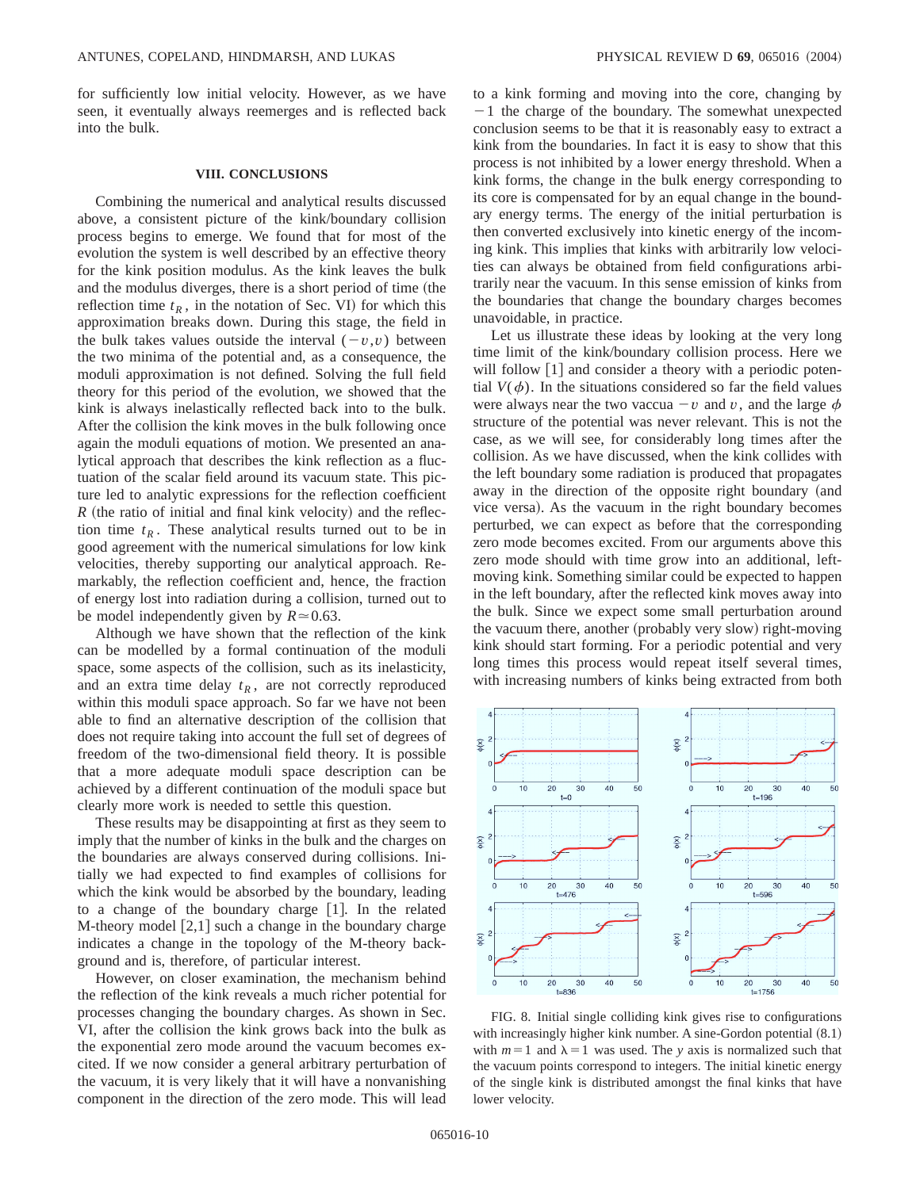for sufficiently low initial velocity. However, as we have seen, it eventually always reemerges and is reflected back into the bulk.

## VIII. CONCLUSIONS

Combining the numerical and analytical results discussed above, a consistent picture of the kink/boundary collision process begins to emerge. We found that for most of the evolution the system is well described by an effective theory for the kink position modulus. As the kink leaves the bulk and the modulus diverges, there is a short period of time (the reflection time $t_R$, in the notation of Sec. VI) for which this approximation breaks down. During this stage, the field in the bulk takes values outside the interval $(-v,v)$ between the two minima of the potential and, as a consequence, the moduli approximation is not defined. Solving the full field theory for this period of the evolution, we showed that the kink is always inelastically reflected back into to the bulk. After the collision the kink moves in the bulk following once again the moduli equations of motion. We presented an analytical approach that describes the kink reflection as a fluctuation of the scalar field around its vacuum state. This picture led to analytic expressions for the reflection coefficient $R$ (the ratio of initial and final kink velocity) and the reflection time $t_R$. These analytical results turned out to be in good agreement with the numerical simulations for low kink velocities, thereby supporting our analytical approach. Remarkably, the reflection coefficient and, hence, the fraction of energy lost into radiation during a collision, turned out to be model independently given by $R \simeq 0.63$.

Although we have shown that the reflection of the kink can be modelled by a formal continuation of the moduli space, some aspects of the collision, such as its inelasticity, and an extra time delay $t_R$, are not correctly reproduced within this moduli space approach. So far we have not been able to find an alternative description of the collision that does not require taking into account the full set of degrees of freedom of the two-dimensional field theory. It is possible that a more adequate moduli space description can be achieved by a different continuation of the moduli space but clearly more work is needed to settle this question.

These results may be disappointing at first as they seem to imply that the number of kinks in the bulk and the charges on the boundaries are always conserved during collisions. Initially we had expected to find examples of collisions for which the kink would be absorbed by the boundary, leading to a change of the boundary charge [1]. In the related M-theory model [2,1] such a change in the boundary charge indicates a change in the topology of the M-theory background and is, therefore, of particular interest.

However, on closer examination, the mechanism behind the reflection of the kink reveals a much richer potential for processes changing the boundary charges. As shown in Sec. VI, after the collision the kink grows back into the bulk as the exponential zero mode around the vacuum becomes excited. If we now consider a general arbitrary perturbation of the vacuum, it is very likely that it will have a nonvanishing component in the direction of the zero mode. This will lead to a kink forming and moving into the core, changing by $-1$ the charge of the boundary. The somewhat unexpected conclusion seems to be that it is reasonably easy to extract a kink from the boundaries. In fact it is easy to show that this process is not inhibited by a lower energy threshold. When a kink forms, the change in the bulk energy corresponding to its core is compensated for by an equal change in the boundary energy terms. The energy of the initial perturbation is then converted exclusively into kinetic energy of the incoming kink. This implies that kinks with arbitrarily low velocities can always be obtained from field configurations arbitrarily near the vacuum. In this sense emission of kinks from the boundaries that change the boundary charges becomes unavoidable, in practice.

Let us illustrate these ideas by looking at the very long time limit of the kink/boundary collision process. Here we will follow [1] and consider a theory with a periodic potential $V(\phi)$. In the situations considered so far the field values were always near the two vacua $-v$ and $v$, and the large $\phi$ structure of the potential was never relevant. This is not the case, as we will see, for considerably long times after the collision. As we have discussed, when the kink collides with the left boundary some radiation is produced that propagates away in the direction of the opposite right boundary (and vice versa). As the vacuum in the right boundary becomes perturbed, we can expect as before that the corresponding zero mode becomes excited. From our arguments above this zero mode should with time grow into an additional, left-moving kink. Something similar could be expected to happen in the left boundary, after the reflected kink moves away into the bulk. Since we expect some small perturbation around the vacuum there, another (probably very slow) right-moving kink should start forming. For a periodic potential and very long times this process would repeat itself several times, with increasing numbers of kinks being extracted from both

t=0
t=196
t=476
t=596
t=836
t=1756

FIG. 8. Initial single colliding kink gives rise to configurations with increasingly higher kink number. A sine-Gordon potential (8.1) with $m=1$ and $\lambda=1$ was used. The $y$ axis is normalized such that the vacuum points correspond to integers. The initial kinetic energy of the single kink is distributed amongst the final kinks that have lower velocity.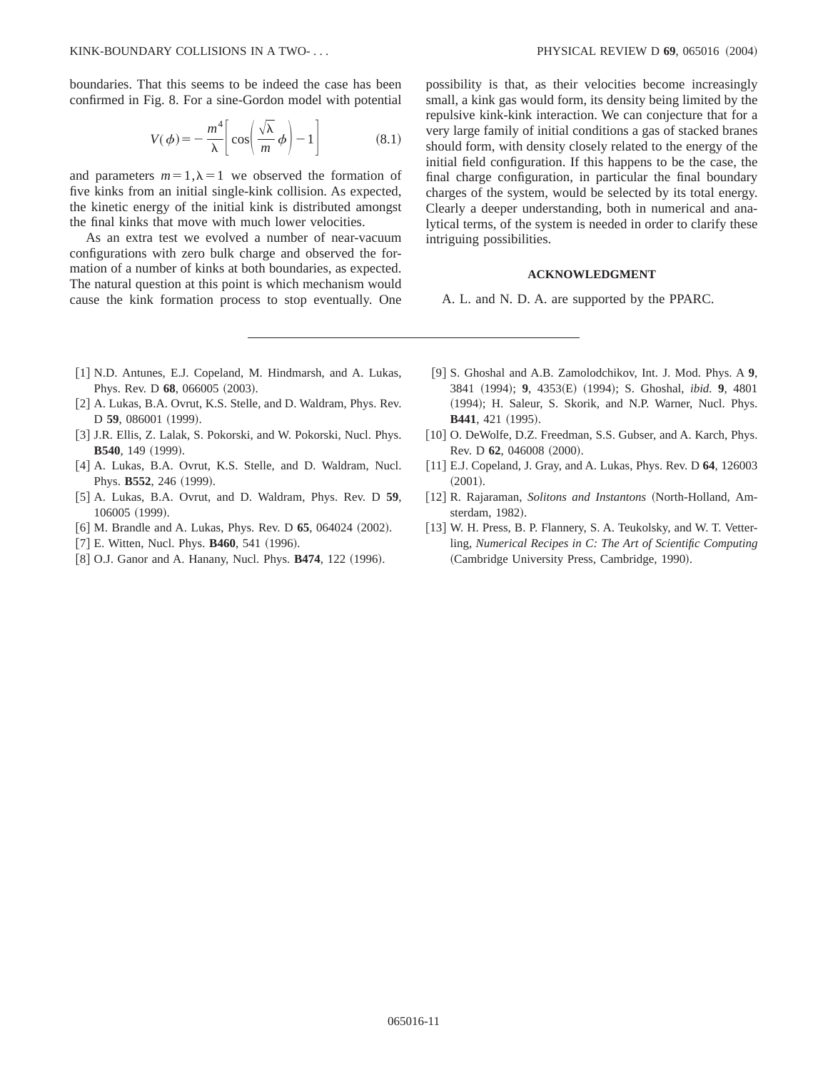boundaries. That this seems to be indeed the case has been confirmed in Fig. 8. For a sine-Gordon model with potential

$$V(\phi) = -\frac{m^4}{\lambda}\left[\cos\left(\frac{\sqrt{\lambda}}{m}\phi\right) - 1\right] \tag{8.1}$$

and parameters $m=1, \lambda=1$ we observed the formation of five kinks from an initial single-kink collision. As expected, the kinetic energy of the initial kink is distributed amongst the final kinks that move with much lower velocities.

As an extra test we evolved a number of near-vacuum configurations with zero bulk charge and observed the formation of a number of kinks at both boundaries, as expected. The natural question at this point is which mechanism would cause the kink formation process to stop eventually. One possibility is that, as their velocities become increasingly small, a kink gas would form, its density being limited by the repulsive kink-kink interaction. We can conjecture that for a very large family of initial conditions a gas of stacked branes should form, with density closely related to the energy of the initial field configuration. If this happens to be the case, the final charge configuration, in particular the final boundary charges of the system, would be selected by its total energy. Clearly a deeper understanding, both in numerical and analytical terms, of the system is needed in order to clarify these intriguing possibilities.

## ACKNOWLEDGMENT

A. L. and N. D. A. are supported by the PPARC.

---

[1] N.D. Antunes, E.J. Copeland, M. Hindmarsh, and A. Lukas, Phys. Rev. D **68**, 066005 (2003).

[2] A. Lukas, B.A. Ovrut, K.S. Stelle, and D. Waldram, Phys. Rev. D **59**, 086001 (1999).

[3] J.R. Ellis, Z. Lalak, S. Pokorski, and W. Pokorski, Nucl. Phys. **B540**, 149 (1999).

[4] A. Lukas, B.A. Ovrut, K.S. Stelle, and D. Waldram, Nucl. Phys. **B552**, 246 (1999).

[5] A. Lukas, B.A. Ovrut, and D. Waldram, Phys. Rev. D **59**, 106005 (1999).

[6] M. Brandle and A. Lukas, Phys. Rev. D **65**, 064024 (2002).

[7] E. Witten, Nucl. Phys. **B460**, 541 (1996).

[8] O.J. Ganor and A. Hanany, Nucl. Phys. **B474**, 122 (1996).

[9] S. Ghoshal and A.B. Zamolodchikov, Int. J. Mod. Phys. A **9**, 3841 (1994); **9**, 4353(E) (1994); S. Ghoshal, *ibid.* **9**, 4801 (1994); H. Saleur, S. Skorik, and N.P. Warner, Nucl. Phys. **B441**, 421 (1995).

[10] O. DeWolfe, D.Z. Freedman, S.S. Gubser, and A. Karch, Phys. Rev. D **62**, 046008 (2000).

[11] E.J. Copeland, J. Gray, and A. Lukas, Phys. Rev. D **64**, 126003 (2001).

[12] R. Rajaraman, *Solitons and Instantons* (North-Holland, Amsterdam, 1982).

[13] W. H. Press, B. P. Flannery, S. A. Teukolsky, and W. T. Vetterling, *Numerical Recipes in C: The Art of Scientific Computing* (Cambridge University Press, Cambridge, 1990).